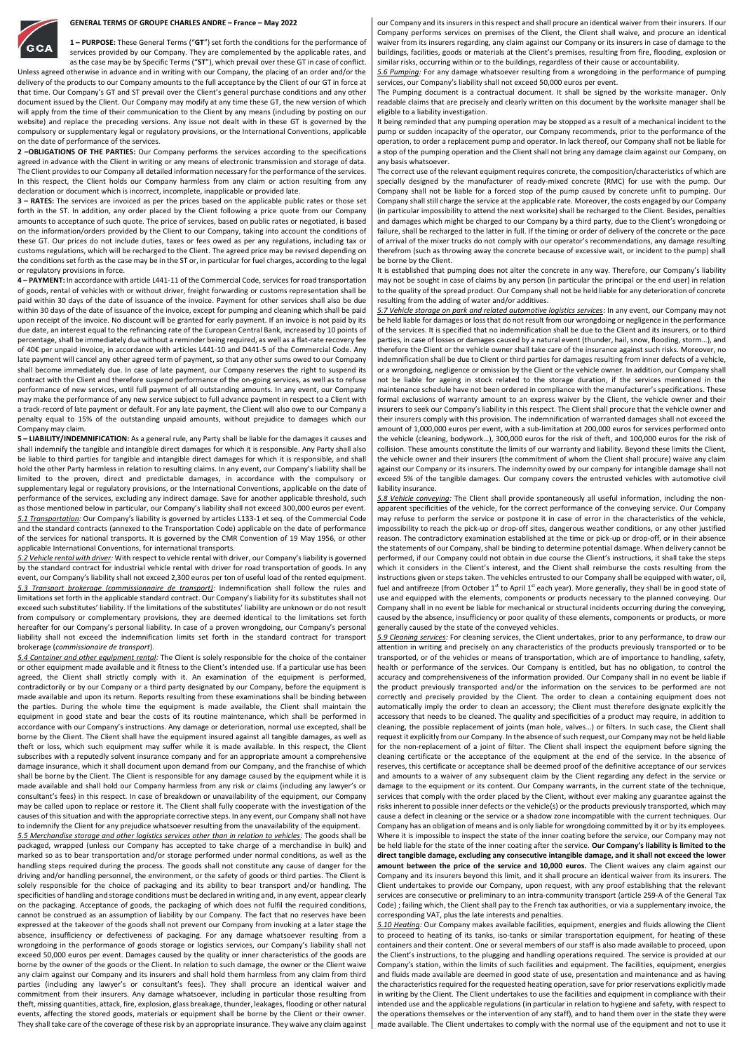# GENERAL TERMS OF GROUPE CHARLES ANDRE – France – May 2022

**1 – PURPOSE:** These General Terms ("**GT**") set forth the conditions for the performance of services provided by our Company. They are complemented by the applicable rates, and as the case may be by Specific Terms ("**ST**"), which prevail over these GT in case of conflict. Unless agreed otherwise in advance and in writing with our Company, the placing of an order and/or the delivery of the products to our Company amounts to the full acceptance by the Client of our GT in force at that time. Our Company's GT and ST prevail over the Client's general purchase conditions and any other document issued by the Client. Our Company may modify at any time these GT, the new version of which will apply from the time of their communication to the Client by any means (including by posting on our website) and replace the preceding versions. Any issue not dealt with in these GT is governed by the compulsory or supplementary legal or regulatory provisions, or the International Conventions, applicable on the date of performance of the services.

**2 –OBLIGATIONS OF THE PARTIES:** Our Company performs the services according to the specifications agreed in advance with the Client in writing or any means of electronic transmission and storage of data. The Client provides to our Company all detailed information necessary for the performance of the services. In this respect, the Client holds our Company harmless from any claim or action resulting from any declaration or document which is incorrect, incomplete, inapplicable or provided late.

**3 – RATES:** The services are invoiced as per the prices based on the applicable public rates or those set forth in the ST. In addition, any order placed by the Client following a price quote from our Company amounts to acceptance of such quote. The price of services, based on public rates or negotiated, is based on the information/orders provided by the Client to our Company, taking into account the conditions of these GT. Our prices do not include duties, taxes or fees owed as per any regulations, including tax or customs regulations, which will be recharged to the Client. The agreed price may be revised depending on the conditions set forth as the case may be in the ST or, in particular for fuel charges, according to the legal or regulatory provisions in force.

**4 – PAYMENT:** In accordance with article L441-11 of the Commercial Code, services for road transportation of goods, rental of vehicles with or without driver, freight forwarding or customs representation shall be paid within 30 days of the date of issuance of the invoice. Payment for other services shall also be due within 30 days of the date of issuance of the invoice, except for pumping and cleaning which shall be paid upon receipt of the invoice. No discount will be granted for early payment. If an invoice is not paid by its due date, an interest equal to the refinancing rate of the European Central Bank, increased by 10 points of percentage, shall be immediately due without a reminder being required, as well as a flat-rate recovery fee of 40€ per unpaid invoice, in accordance with articles L441-10 and D441-5 of the Commercial Code. Any late payment will cancel any other agreed term of payment, so that any other sums owed to our Company shall become immediately due. In case of late payment, our Company reserves the right to suspend its contract with the Client and therefore suspend performance of the on-going services, as well as to refuse performance of new services, until full payment of all outstanding amounts. In any event, our Company may make the performance of any new service subject to full advance payment in respect to a Client with a track-record of late payment or default. For any late payment, the Client will also owe to our Company a penalty equal to 15% of the outstanding unpaid amounts, without prejudice to damages which our Company may claim.

**5 – LIABILITY/INDEMNIFICATION:** As a general rule, any Party shall be liable for the damages it causes and shall indemnify the tangible and intangible direct damages for which it is responsible. Any Party shall also be liable to third parties for tangible and intangible direct damages for which it is responsible, and shall hold the other Party harmless in relation to resulting claims. In any event, our Company's liability shall be limited to the proven, direct and predictable damages, in accordance with the compulsory or supplementary legal or regulatory provisions, or the International Conventions, applicable on the date of performance of the services, excluding any indirect damage. Save for another applicable threshold, such as those mentioned below in particular, our Company's liability shall not exceed 300,000 euros per event.

*5.1 Transportation:* Our Company's liability is governed by articles L133-1 et seq. of the Commercial Code and the standard contracts (annexed to the Transportation Code) applicable on the date of performance of the services for national transports. It is governed by the CMR Convention of 19 May 1956, or other applicable International Conventions, for international transports.

*5.2 Vehicle rental with driver:* With respect to vehicle rental with driver, our Company's liability is governed by the standard contract for industrial vehicle rental with driver for road transportation of goods. In any event, our Company's liability shall not exceed 2,300 euros per ton of useful load of the rented equipment.

*5.3 Transport brokerage (commissionnaire de transport):* Indemnification shall follow the rules and limitations set forth in the applicable standard contract. Our Company's liability for its substitutes shall not exceed such substitutes' liability. If the limitations of the substitutes' liability are unknown or do not result from compulsory or complementary provisions, they are deemed identical to the limitations set forth hereafter for our Company's personal liability. In case of a proven wrongdoing, our Company's personal liability shall not exceed the indemnification limits set forth in the standard contract for transport brokerage (*commissionaire de transport*).

*5.4 Container and other equipment rental:* The Client is solely responsible for the choice of the container or other equipment made available and it fitness to the Client's intended use. If a particular use has been agreed, the Client shall strictly comply with it. An examination of the equipment is performed, contradictorily or by our Company or a third party designated by our Company, before the equipment is made available and upon its return. Reports resulting from these examinations shall be binding between the parties. During the whole time the equipment is made available, the Client shall maintain the equipment in good state and bear the costs of its routine maintenance, which shall be performed in accordance with our Company's instructions. Any damage or deterioration, normal use excepted, shall be borne by the Client. The Client shall have the equipment insured against all tangible damages, as well as theft or loss, which such equipment may suffer while it is made available. In this respect, the Client subscribes with a reputedly solvent insurance company and for an appropriate amount a comprehensive damage insurance, which it shall document upon demand from our Company, and the franchise of which shall be borne by the Client. The Client is responsible for any damage caused by the equipment while it is made available and shall hold our Company harmless from any risk or claims (including any lawyer's or consultant's fees) in this respect. In case of breakdown or unavailability of the equipment, our Company may be called upon to replace or restore it. The Client shall fully cooperate with the investigation of the causes of this situation and with the appropriate corrective steps. In any event, our Company shall not have to indemnify the Client for any prejudice whatsoever resulting from the unavailability of the equipment.

*5.5 Merchandise storage and other logistics services other than in relation to vehicles:* The goods shall be packaged, wrapped (unless our Company has accepted to take charge of a merchandise in bulk) and marked so as to bear transportation and/or storage performed under normal conditions, as well as the handling steps required during the process. The goods shall not constitute any cause of danger for the driving and/or handling personnel, the environment, or the safety of goods or third parties. The Client is solely responsible for the choice of packaging and its ability to bear transport and/or handling. The specificities of handling and storage conditions must be declared in writing and, in any event, appear clearly on the packaging. Acceptance of goods, the packaging of which does not fulfil the required conditions, cannot be construed as an assumption of liability by our Company. The fact that no reserves have been expressed at the takeover of the goods shall not prevent our Company from invoking at a later stage the absence, insufficiency or defectiveness of packaging. For any damage whatsoever resulting from a wrongdoing in the performance of goods storage or logistics services, our Company's liability shall not exceed 50,000 euros per event. Damages caused by the quality or inner characteristics of the goods are borne by the owner of the goods or the Client. In relation to such damage, the owner or the Client waive any claim against our Company and its insurers and shall hold them harmless from any claim from third parties (including any lawyer's or consultant's fees). They shall procure an identical waiver and commitment from their insurers. Any damage whatsoever, including in particular those resulting from theft, missing quantities, attack, fire, explosion, glass breakage, thunder, leakages, flooding or other natural events, affecting the stored goods, materials or equipment shall be borne by the Client or their owner. They shall take care of the coverage of these risk by an appropriate insurance. They waive any claim against our Company and its insurers in this respect and shall procure an identical waiver from their insurers. If our Company performs services on premises of the Client, the Client shall waive, and procure an identical waiver from its insurers regarding, any claim against our Company or its insurers in case of damage to the buildings, facilities, goods or materials at the Client's premises, resulting from fire, flooding, explosion or similar risks, occurring within or to the buildings, regardless of their cause or accountability.

*5.6 Pumping:* For any damage whatsoever resulting from a wrongdoing in the performance of pumping services, our Company's liability shall not exceed 50,000 euros per event.

The Pumping document is a contractual document. It shall be signed by the worksite manager. Only readable claims that are precisely and clearly written on this document by the worksite manager shall be eligible to a liability investigation.

It being reminded that any pumping operation may be stopped as a result of a mechanical incident to the pump or sudden incapacity of the operator, our Company recommends, prior to the performance of the operation, to order a replacement pump and operator. In lack thereof, our Company shall not be liable for a stop of the pumping operation and the Client shall not bring any damage claim against our Company, on any basis whatsoever.

The correct use of the relevant equipment requires concrete, the composition/characteristics of which are specially designed by the manufacturer of ready-mixed concrete (RMC) for use with the pump. Our Company shall not be liable for a forced stop of the pump caused by concrete unfit to pumping. Our Company shall still charge the service at the applicable rate. Moreover, the costs engaged by our Company (in particular impossibility to attend the next worksite) shall be recharged to the Client. Besides, penalties and damages which might be charged to our Company by a third party, due to the Client's wrongdoing or failure, shall be recharged to the latter in full. If the timing or order of delivery of the concrete or the pace of arrival of the mixer trucks do not comply with our operator's recommendations, any damage resulting therefrom (such as throwing away the concrete because of excessive wait, or incident to the pump) shall be borne by the Client.

It is established that pumping does not alter the concrete in any way. Therefore, our Company's liability may not be sought in case of claims by any person (in particular the principal or the end user) in relation to the quality of the spread product. Our Company shall not be held liable for any deterioration of concrete resulting from the adding of water and/or additives.

*5.7 Vehicle storage on park and related automotive logistics services:* In any event, our Company may not be held liable for damages or loss that do not result from our wrongdoing or negligence in the performance of the services. It is specified that no indemnification shall be due to the Client and its insurers, or to third parties, in case of losses or damages caused by a natural event (thunder, hail, snow, flooding, storm…), and therefore the Client or the vehicle owner shall take care of the insurance against such risks. Moreover, no indemnification shall be due to Client or third parties for damages resulting from inner defects of a vehicle, or a wrongdoing, negligence or omission by the Client or the vehicle owner. In addition, our Company shall not be liable for ageing in stock related to the storage duration, if the services mentioned in the maintenance schedule have not been ordered in compliance with the manufacturer's specifications. These formal exclusions of warranty amount to an express waiver by the Client, the vehicle owner and their insurers to seek our Company's liability in this respect. The Client shall procure that the vehicle owner and their insurers comply with this provision. The indemnification of warranted damages shall not exceed the amount of 1,000,000 euros per event, with a sub-limitation at 200,000 euros for services performed onto the vehicle (cleaning, bodywork…), 300,000 euros for the risk of theft, and 100,000 euros for the risk of collision. These amounts constitute the limits of our warranty and liability. Beyond these limits the Client, the vehicle owner and their insurers (the commitment of whom the Client shall procure) waive any claim against our Company or its insurers. The indemnity owed by our company for intangible damage shall not exceed 5% of the tangible damages. Our Company covers the entrusted vehicles with automotive civil liability insurance.

*5.8 Vehicle conveying:* The Client shall provide spontaneously all useful information, including the non-apparent specificities of the vehicle, for the correct performance of the conveying service. Our Company may refuse to perform the service or postpone it in case of error in the characteristics of the vehicle, impossibility to reach the pick-up or drop-off sites, dangerous weather conditions, or any other justified reason. The contradictory examination established at the time or pick-up or drop-off, or in their absence the statements of our Company, shall be binding to determine potential damage. When delivery cannot be performed, if our Company could not obtain in due course the Client's instructions, it shall take the steps which it considers in the Client's interest, and the Client shall reimburse the costs resulting from the instructions given or steps taken. The vehicles entrusted to our Company shall be equipped with water, oil, fuel and antifreeze (from October 1st to April 1st each year). More generally, they shall be in good state of use and equipped with the elements, components or products necessary to the planned conveying. Our Company shall in no event be liable for mechanical or structural incidents occurring during the conveying, caused by the absence, insufficiency or poor quality of these elements, components or products, or more generally caused by the state of the conveyed vehicles.

*5.9 Cleaning services:* For cleaning services, the Client undertakes, prior to any performance, to draw our attention in writing and precisely on any characteristics of the products previously transported or to be transported, or of the vehicles or means of transportation, which are of importance to handling, safety, health or performance of the services. Our Company is entitled, but has no obligation, to control the accuracy and comprehensiveness of the information provided. Our Company shall in no event be liable if the product previously transported and/or the information on the services to be performed are not correctly and precisely provided by the Client. The order to clean a containing equipment does not automatically imply the order to clean an accessory; the Client must therefore designate explicitly the accessory that needs to be cleaned. The quality and specificities of a product may require, in addition to cleaning, the possible replacement of joints (man hole, valves…) or filters. In such case, the Client shall request it explicitly from our Company. In the absence of such request, our Company may not be held liable for the non-replacement of a joint of filter. The Client shall inspect the equipment before signing the cleaning certificate or the acceptance of the equipment at the end of the service. In the absence of reserves, this certificate or acceptance shall be deemed proof of the definitive acceptance of our services and amounts to a waiver of any subsequent claim by the Client regarding any defect in the service or damage to the equipment or its content. Our Company warrants, in the current state of the technique, services that comply with the order placed by the Client, without ever making any guarantee against the risks inherent to possible inner defects or the vehicle(s) or the products previously transported, which may cause a defect in cleaning or the service or a shadow zone incompatible with the current techniques. Our Company has an obligation of means and is only liable for wrongdoing committed by it or by its employees. Where it is impossible to inspect the state of the inner coating before the service, our Company may not be held liable for the state of the inner coating after the service. **Our Company's liability is limited to the direct tangible damage, excluding any consecutive intangible damage, and it shall not exceed the lower amount between the price of the service and 10,000 euros.** The Client waives any claim against our Company and its insurers beyond this limit, and it shall procure an identical waiver from its insurers. The Client undertakes to provide our Company, upon request, with any proof establishing that the relevant services are consecutive or preliminary to an intra-community transport (article 259-A of the General Tax Code) ; failing which, the Client shall pay to the French tax authorities, or via a supplementary invoice, the corresponding VAT, plus the late interests and penalties.

*5.10 Heating:* Our Company makes available facilities, equipment, energies and fluids allowing the Client to proceed to heating of its tanks, iso-tanks or similar transportation equipment, for heating of these containers and their content. One or several members of our staff is also made available to proceed, upon the Client's instructions, to the plugging and handling operations required. The service is provided at our Company's station, within the limits of such facilities and equipment. The facilities, equipment, energies and fluids made available are deemed in good state of use, presentation and maintenance and as having the characteristics required for the requested heating operation, save for prior reservations explicitly made in writing by the Client. The Client undertakes to use the facilities and equipment in compliance with their intended use and the applicable regulations (in particular in relation to hygiene and safety, with respect to the operations themselves or the intervention of any staff), and to hand them over in the state they were made available. The Client undertakes to comply with the normal use of the equipment and not to use it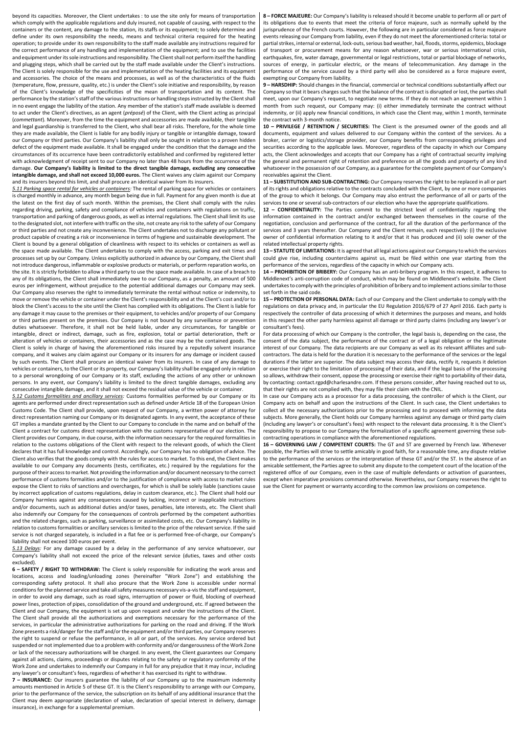beyond its capacities. Moreover, the Client undertakes : to use the site only for means of transportation which comply with the applicable regulations and duly insured, not capable of causing, with respect to the containers or the content, any damage to the station, its staffs or its equipment; to solely determine and define under its own responsibility the needs, means and technical criteria required for the heating operation; to provide under its own responsibility to the staff made available any instructions required for the correct performance of any handling and implementation of the equipment; and to use the facilities and equipment under its sole instructions and responsibility. The Client shall not perform itself the handling and plugging steps, which shall be carried out by the staff made available under the Client's instructions. The Client is solely responsible for the use and implementation of the heating facilities and its equipment and accessories. The choice of the means and processes, as well as of the characteristics of the fluids (temperature, flow, pressure, quality, etc.) is under the Client's sole initiative and responsibility, by reason of the Client's knowledge of the specificities of the mean of transportation and its content. The performance by the station's staff of the various instructions or handling steps instructed by the Client shall in no event engage the liability of the station. Any member of the station's staff made available is deemed to act under the Client's directives, as an agent (*préposé*) of the Client, with the Client acting as principal (*commettant*). Moreover, from the time the equipment and accessories are made available, their tangible and legal guardianship is transferred to the Client, who shall bear all risks. Therefore, for the whole time they are made available, the Client is liable for any bodily injury or tangible or intangible damage, toward our Company or third parties. Our Company's liability shall only be sought in relation to a proven hidden defect of the equipment made available. It shall be engaged under the condition that the damage and the circumstances of its occurrence have been contradictorily established and confirmed by registered letter with acknowledgment of receipt sent to our Company no later than 48 hours from the occurrence of the damage. **Our Company's liability is limited to the direct tangible damage, excluding any consecutive intangible damage, and shall not exceed 10,000 euros.** The Client waives any claim against our Company and its insurers beyond this limit, and shall procure an identical waiver from its insurers.

*5.11 Parking space rental for vehicles or containers:* The rental of parking space for vehicles or containers is charged monthly in advance, any month begun being due in full. Payment for any given month is due at the latest on the first day of such month. Within the premises, the Client shall comply with the rules regarding driving, parking, safety and compliance of vehicles and containers with regulations on traffic, transportation and parking of dangerous goods, as well as internal regulations. The Client shall limit its use to the designated slot, not interfere with traffic on the site, not create any risk to the safety of our Company or third parties and not create any inconvenience. The Client undertakes not to discharge any pollutant or product capable of creating a risk or inconvenience in terms of hygiene and sustainable development. The Client is bound by a general obligation of cleanliness with respect to its vehicles or containers as well as the space made available. The Client undertakes to comply with the access, parking and exit times and processes set up by our Company. Unless explicitly authorized in advance by our Company, the Client shall not introduce dangerous, inflammable or explosive products or materials, or perform reparation works, on the site. It is strictly forbidden to allow a third party to use the space made available. In case of a breach to any of its obligations, the Client shall immediately owe to our Company, as a penalty, an amount of 500 euros per infringement, without prejudice to the potential additional damages our Company may seek. Our Company also reserves the right to immediately terminate the rental without notice or indemnity, to move or remove the vehicle or container under the Client's responsibility and at the Client's cost and/or to block the Client's access to the site until the Client has complied with its obligations. The Client is liable for any damage it may cause to the premises or their equipment, to vehicles and/or property of our Company or third parties present on the premises. Our Company is not bound by any surveillance or prevention duties whatsoever. Therefore, it shall not be held liable, under any circumstances, for tangible or intangible, direct or indirect, damage, such as fire, explosion, total or partial deterioration, theft or alteration of vehicles or containers, their accessories and as the case may be the contained goods. The Client is solely in charge of having the aforementioned risks insured by a reputedly solvent insurance company, and it waives any claim against our Company or its insurers for any damage or incident caused by such events. The Client shall procure an identical waiver from its insurers. In case of any damage to vehicles or containers, to the Client or its property, our Company's liability shall be engaged only in relation to a personal wrongdoing of our Company or its staff, excluding the actions of any other or unknown persons. In any event, our Company's liability is limited to the direct tangible damages, excluding any consecutive intangible damage, and it shall not exceed the residual value of the vehicle or container.

*5.12 Customs formalities and ancillary services:* Customs formalities performed by our Company or its agents are performed under direct representation such as defined under Article 18 of the European Union Customs Code. The Client shall provide, upon request of our Company, a written power of attorney for direct representation naming our Company or its designated agents. In any event, the acceptance of these GT implies a mandate granted by the Client to our Company to conclude in the name and on behalf of the Client a contract for customs direct representation with the customs representative of our election. The Client provides our Company, in due course, with the information necessary for the required formalities in relation to the customs obligations of the Client with respect to the relevant goods, of which the Client declares that it has full knowledge and control. Accordingly, our Company has no obligation of advice. The Client also verifies that the goods comply with the rules for access to market. To this end, the Client makes available to our Company any documents (tests, certificates, etc.) required by the regulations for the purpose of their access to market. Not providing the information and/or document necessary to the correct performance of customs formalities and/or to the justification of compliance with access to market rules expose the Client to risks of sanctions and overcharges, for which is shall be solely liable (sanctions cause by incorrect application of customs regulations, delay in customs clearance, etc.). The Client shall hold our Company harmless against any consequences caused by lacking, incorrect or inapplicable instructions and/or documents, such as additional duties and/or taxes, penalties, late interests, etc. The Client shall also indemnify our Company for the consequences of controls performed by the competent authorities and the related charges, such as parking, surveillance or assimilated costs, etc. Our Company's liability in relation to customs formalities or ancillary services is limited to the price of the relevant service. If the said service is not charged separately, is included in a flat fee or is performed free-of-charge, our Company's liability shall not exceed 100 euros per event.

*5.13 Delays:* For any damage caused by a delay in the performance of any service whatsoever, our Company's liability shall not exceed the price of the relevant service (duties, taxes and other costs excluded).

**6 – SAFETY / RIGHT TO WITHDRAW:** The Client is solely responsible for indicating the work areas and locations, access and loading/unloading zones (hereinafter "Work Zone") and establishing the corresponding safety protocol. It shall also procure that the Work Zone is accessible under normal conditions for the planned service and take all safety measures necessary vis-a-vis the staff and equipment, in order to avoid any damage, such as road signs, interruption of power or fluid, blocking of overhead power lines, protection of pipes, consolidation of the ground and underground, etc. If agreed between the Client and our Company, the equipment is set up upon request and under the instructions of the Client. The Client shall provide all the authorizations and exemptions necessary for the performance of the services, in particular the administrative authorizations for parking on the road and driving. If the Work Zone presents a risk/danger for the staff and/or the equipment and/or third parties, our Company reserves the right to suspend or refuse the performance, in all or part, of the services. Any service ordered but suspended or not implemented due to a problem with conformity and/or dangerousness of the Work Zone or lack of the necessary authorizations will be charged. In any event, the Client guarantees our Company against all actions, claims, proceedings or disputes relating to the safety or regulatory conformity of the Work Zone and undertakes to indemnify our Company in full for any prejudice that it may incur, including any lawyer's or consultant's fees, regardless of whether it has exercised its right to withdraw.

**7 – INSURANCE:** Our insurers guarantee the liability of our Company up to the maximum indemnity amounts mentioned in Article 5 of these GT. It is the Client's responsibility to arrange with our Company, prior to the performance of the service, the subscription on its behalf of any additional insurance that the Client may deem appropriate (declaration of value, declaration of special interest in delivery, damage insurance), in exchange for a supplemental premium.

**8 – FORCE MAJEURE:** Our Company's liability is released should it become unable to perform all or part of its obligations due to events that meet the criteria of force majeure, such as normally upheld by the jurisprudence of the French courts. However, the following are in particular considered as force majeure events releasing our Company from liability, even if they do not meet the aforementioned criteria: total or partial strikes, internal or external, lock-outs, serious bad weather, hail, floods, storms, epidemics, blockage of transport or procurement means for any reason whatsoever, war or serious international crisis, earthquakes, fire, water damage, governmental or legal restrictions, total or partial blockage of networks, sources of energy, in particular electric, or the means of telecommunication. Any damage in the performance of the service caused by a third party will also be considered as a force majeure event, exempting our Company from liability.

**9 – HARSDHIP:** Should changes in the financial, commercial or technical conditions substantially affect our Company so that it bears charges such that the balance of the contract is disrupted or lost, the parties shall meet, upon our Company's request, to negotiate new terms. If they do not reach an agreement within 1 month from such request, our Company may: (i) either immediately terminate the contract without indemnity, or (ii) apply new financial conditions, in which case the Client may, within 1 month, terminate the contract with 3-month notice.

**10 – PRIVILEGE / RETENTION / SECURITIES:** The Client is the presumed owner of the goods and all documents, equipment and values delivered to our Company within the context of the services. As a broker, carrier or logistics/storage provider, our Company benefits from corresponding privileges and securities according to the applicable laws. Moreover, regardless of the capacity in which our Company acts, the Client acknowledges and accepts that our Company has a right of contractual security implying the general and permanent right of retention and preference on all the goods and property of any kind whatsoever in the possession of our Company, as a guarantee for the complete payment of our Company's receivables against the Client.

**11 – SUBSTITUTION AND SUB-CONTRACTING:** Our Company reserves the right to be replaced in all or part of its rights and obligations relative to the contracts concluded with the Client, by one or more companies of the group to which it belongs. Our Company may also entrust the performance of all or parts of the services to one or several sub-contractors of our election who have the appropriate qualifications.

**12 – CONFIDENTIALITY:** The Parties commit to the strictest level of confidentiality regarding the information contained in the contract and/or exchanged between themselves in the course of the negotiation, conclusion and performance of the contract, for all the duration of the performance of the services and 3 years thereafter. Our Company and the Client remain, each respectively: (i) the exclusive owner of confidential information relating to it and/or that it has produced and (ii) sole owner of the related intellectual property rights.

**13 – STATUTE OF LIMITATIONS:** It is agreed that all legal actions against our Company to which the services could give rise, including counterclaims against us, must be filed within one year starting from the performance of the services, regardless of the capacity in which our Company acts.

**14 – PROHIBITION OF BRIBERY:** Our Company has an anti-bribery program. In this respect, it adheres to Middlenext's anti-corruption code of conduct, which may be found on Middlenext's website. The Client undertakes to comply with the principles of prohibition of bribery and to implement actions similar to those set forth in the said code.

**15 – PROTECTION OF PERSONAL DATA:** Each of our Company and the Client undertake to comply with the regulations on data privacy and, in particular the EU Regulation 2016/679 of 27 April 2016. Each party is respectively the controller of data processing of which it determines the purposes and means, and holds in this respect the other party harmless against all damage or third party claims (including any lawyer's or consultant's fees).

For data processing of which our Company is the controller, the legal basis is, depending on the case, the consent of the data subject, the performance of the contract or of a legal obligation or the legitimate interest of our Company. The data recipients are our Company as well as its relevant affiliates and sub-contractors. The data is held for the duration it is necessary to the performance of the services or the legal durations if the latter are superior. The data subject may access their data, rectify it, requests it deletion or exercise their right to the limitation of processing of their data, and if the legal basis of the processing so allows, withdraw their consent, oppose the processing or exercise their right to portability of their data, by contacting: contact.rgpd@charlesandre.com. If these persons consider, after having reached out to us, that their rights are not complied with, they may file their claim with the CNIL.

In case our Company acts as a processor for a data processing, the controller of which is the Client, our Company acts on behalf and upon the instructions of the Client. In such case, the Client undertakes to collect all the necessary authorizations prior to the processing and to proceed with informing the data subjects. More generally, the Client holds our Company harmless against any damage or third party claim (including any lawyer's or consultant's fees) with respect to the relevant data processing. It is the Client's responsibility to propose to our Company the formalization of a specific agreement governing these sub-contracting operations in compliance with the aforementioned regulations.

**16 – GOVERNING LAW / COMPETENT COURTS:** The GT and ST are governed by French law. Whenever possible, the Parties will strive to settle amicably in good faith, for a reasonable time, any dispute relative to the performance of the services or the interpretation of these GT and/or the ST. In the absence of an amicable settlement, the Parties agree to submit any dispute to the competent court of the location of the registered office of our Company, even in the case of multiple defendants or activation of guarantees, except when imperative provisions command otherwise. Nevertheless, our Company reserves the right to sue the Client for payment or warranty according to the common law provisions on competence.